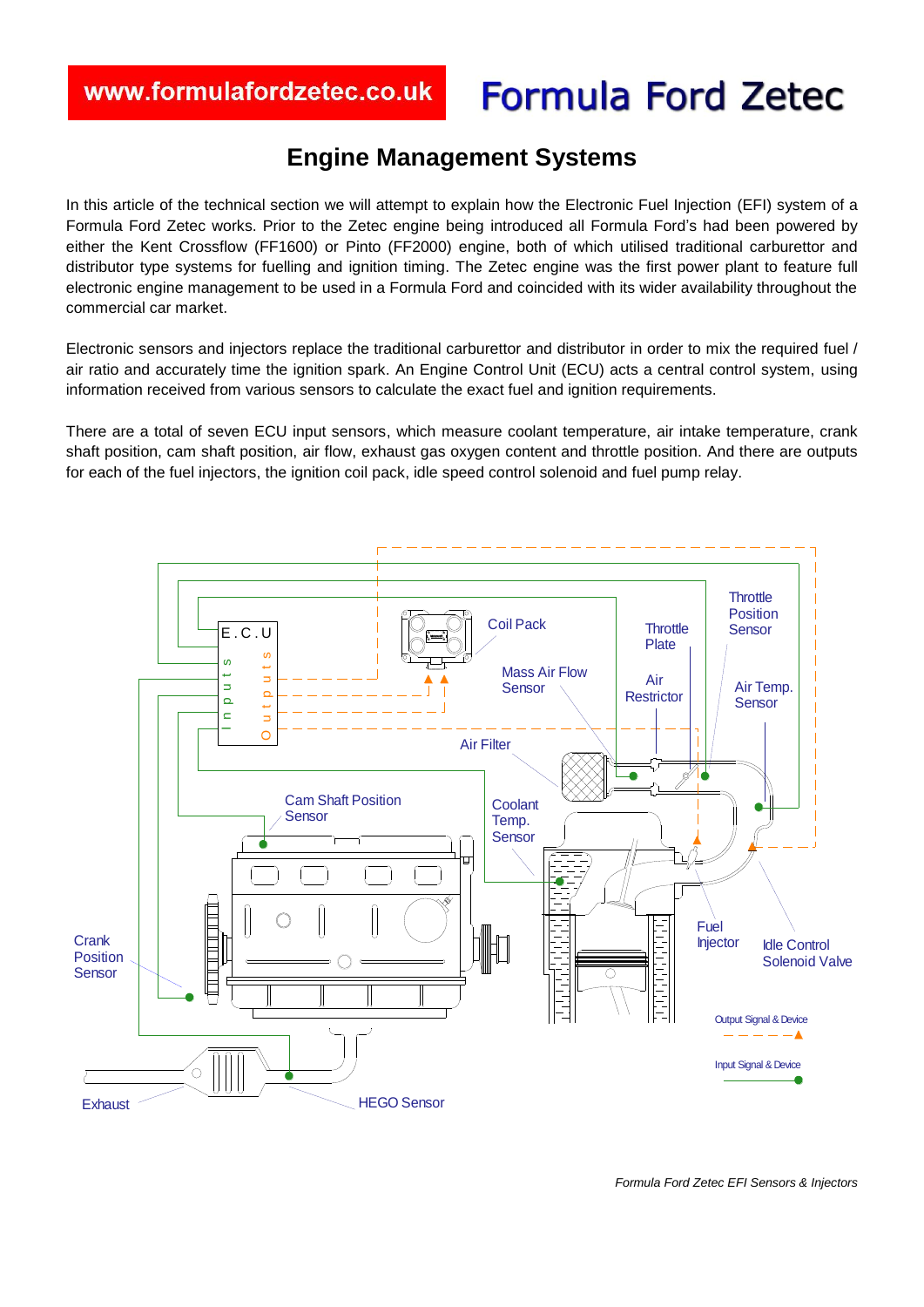# Engine Management Systems

In this article of the technical section we will attempt to explain how the Electronic Fuel Injection (EFI) system of a Formula Ford Zetec works. Prior to the Zetec engine being introduced all Formula Ford's had been powered by either the Kent Crossflow (FF1600) or Pinto (FF2000) engine, both of which utilised traditional carburettor and distributor type systems for fuelling and ignition timing. The Zetec engine was the first power plant to feature full electronic engine management to be used in a Formula Ford and coincided with its wider availability throughout the commercial car market.

Electronic sensors and injectors replace the traditional carburettor and distributor in order to mix the required fuel / air ratio and accurately time the ignition spark. An Engine Control Unit (ECU) acts a central control system, using information received from various sensors to calculate the exact fuel and ignition requirements.

There are a total of seven ECU input sensors, which measure coolant temperature, air intake temperature, crank shaft position, cam shaft position, air flow, exhaust gas oxygen content and throttle position. And there are outputs for each of the fuel injectors, the ignition coil pack, idle speed control solenoid and fuel pump relay.

*Formula Ford Zetec EFI Sensors & Injectors*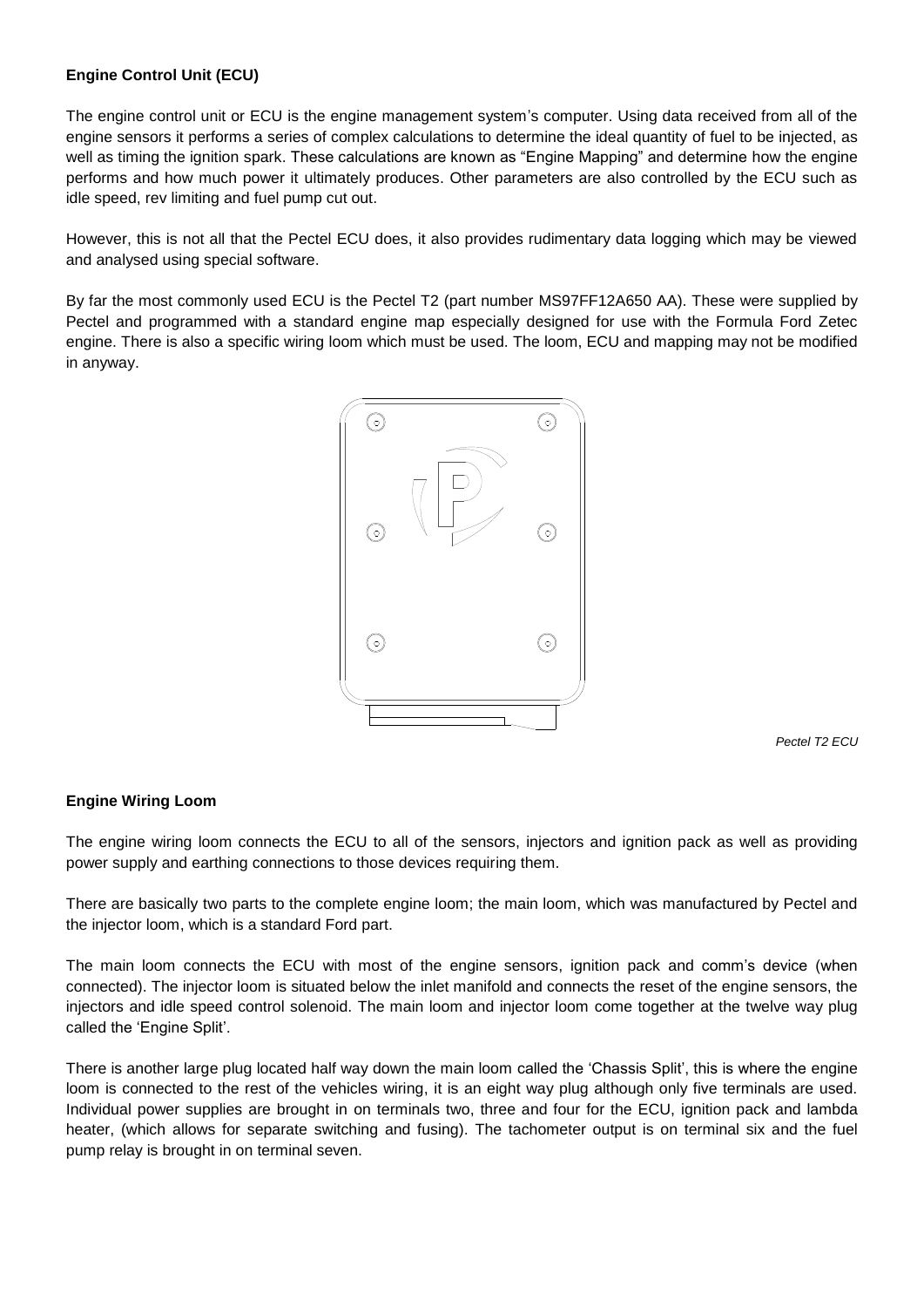**Engine Control Unit (ECU)**

The engine control unit or ECU is the engine management system's computer. Using data received from all of the engine sensors it performs a series of complex calculations to determine the ideal quantity of fuel to be injected, as well as timing the ignition spark. These calculations are known as "Engine Mapping" and determine how the engine performs and how much power it ultimately produces. Other parameters are also controlled by the ECU such as idle speed, rev limiting and fuel pump cut out.

However, this is not all that the Pectel ECU does, it also provides rudimentary data logging which may be viewed and analysed using special software.

By far the most commonly used ECU is the Pectel T2 (part number MS97FF12A650 AA). These were supplied by Pectel and programmed with a standard engine map especially designed for use with the Formula Ford Zetec engine. There is also a specific wiring loom which must be used. The loom, ECU and mapping may not be modified in anyway.

*Pectel T2 ECU*

**Engine Wiring Loom**

The engine wiring loom connects the ECU to all of the sensors, injectors and ignition pack as well as providing power supply and earthing connections to those devices requiring them.

There are basically two parts to the complete engine loom; the main loom, which was manufactured by Pectel and the injector loom, which is a standard Ford part.

The main loom connects the ECU with most of the engine sensors, ignition pack and comm's device (when connected). The injector loom is situated below the inlet manifold and connects the reset of the engine sensors, the injectors and idle speed control solenoid. The main loom and injector loom come together at the twelve way plug called the 'Engine Split'.

There is another large plug located half way down the main loom called the 'Chassis Split', this is where the engine loom is connected to the rest of the vehicles wiring, it is an eight way plug although only five terminals are used. Individual power supplies are brought in on terminals two, three and four for the ECU, ignition pack and lambda heater, (which allows for separate switching and fusing). The tachometer output is on terminal six and the fuel pump relay is brought in on terminal seven.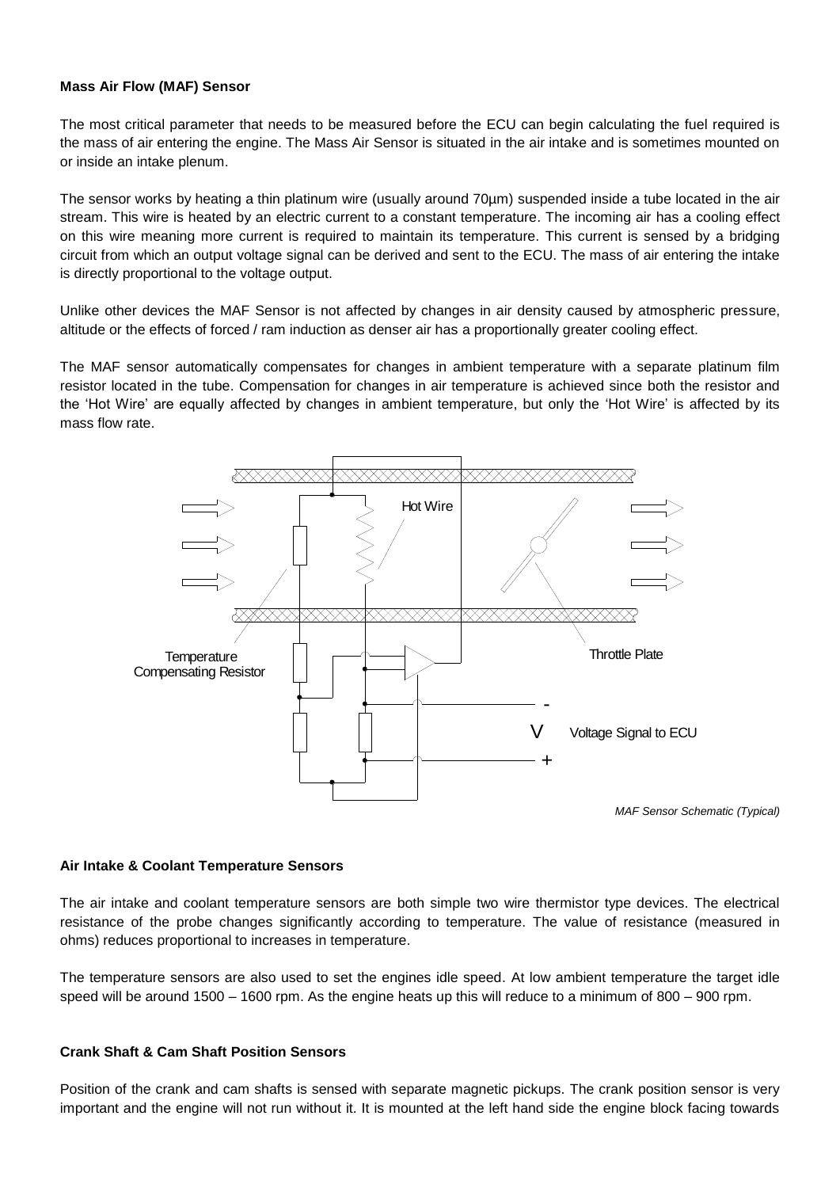**Mass Air Flow (MAF) Sensor**

The most critical parameter that needs to be measured before the ECU can begin calculating the fuel required is the mass of air entering the engine. The Mass Air Sensor is situated in the air intake and is sometimes mounted on or inside an intake plenum.

The sensor works by heating a thin platinum wire (usually around 70µm) suspended inside a tube located in the air stream. This wire is heated by an electric current to a constant temperature. The incoming air has a cooling effect on this wire meaning more current is required to maintain its temperature. This current is sensed by a bridging circuit from which an output voltage signal can be derived and sent to the ECU. The mass of air entering the intake is directly proportional to the voltage output.

Unlike other devices the MAF Sensor is not affected by changes in air density caused by atmospheric pressure, altitude or the effects of forced / ram induction as denser air has a proportionally greater cooling effect.

The MAF sensor automatically compensates for changes in ambient temperature with a separate platinum film resistor located in the tube. Compensation for changes in air temperature is achieved since both the resistor and the 'Hot Wire' are equally affected by changes in ambient temperature, but only the 'Hot Wire' is affected by its mass flow rate.

Hot Wire

Temperature Compensating Resistor

Throttle Plate

V Voltage Signal to ECU

*MAF Sensor Schematic (Typical)*

**Air Intake & Coolant Temperature Sensors**

The air intake and coolant temperature sensors are both simple two wire thermistor type devices. The electrical resistance of the probe changes significantly according to temperature. The value of resistance (measured in ohms) reduces proportional to increases in temperature.

The temperature sensors are also used to set the engines idle speed. At low ambient temperature the target idle speed will be around 1500 – 1600 rpm. As the engine heats up this will reduce to a minimum of 800 – 900 rpm.

**Crank Shaft & Cam Shaft Position Sensors**

Position of the crank and cam shafts is sensed with separate magnetic pickups. The crank position sensor is very important and the engine will not run without it. It is mounted at the left hand side the engine block facing towards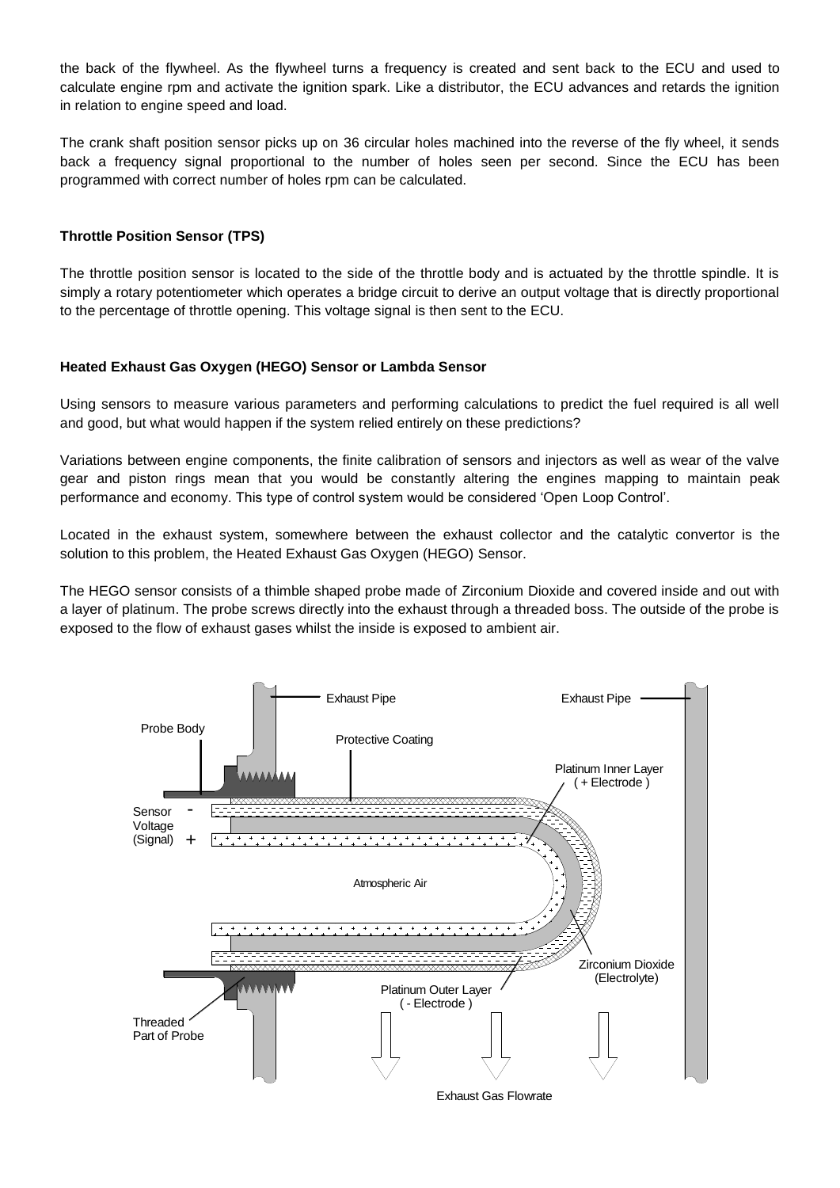the back of the flywheel. As the flywheel turns a frequency is created and sent back to the ECU and used to calculate engine rpm and activate the ignition spark. Like a distributor, the ECU advances and retards the ignition in relation to engine speed and load.

The crank shaft position sensor picks up on 36 circular holes machined into the reverse of the fly wheel, it sends back a frequency signal proportional to the number of holes seen per second. Since the ECU has been programmed with correct number of holes rpm can be calculated.

**Throttle Position Sensor (TPS)**

The throttle position sensor is located to the side of the throttle body and is actuated by the throttle spindle. It is simply a rotary potentiometer which operates a bridge circuit to derive an output voltage that is directly proportional to the percentage of throttle opening. This voltage signal is then sent to the ECU.

**Heated Exhaust Gas Oxygen (HEGO) Sensor or Lambda Sensor**

Using sensors to measure various parameters and performing calculations to predict the fuel required is all well and good, but what would happen if the system relied entirely on these predictions?

Variations between engine components, the finite calibration of sensors and injectors as well as wear of the valve gear and piston rings mean that you would be constantly altering the engines mapping to maintain peak performance and economy. This type of control system would be considered 'Open Loop Control'.

Located in the exhaust system, somewhere between the exhaust collector and the catalytic convertor is the solution to this problem, the Heated Exhaust Gas Oxygen (HEGO) Sensor.

The HEGO sensor consists of a thimble shaped probe made of Zirconium Dioxide and covered inside and out with a layer of platinum. The probe screws directly into the exhaust through a threaded boss. The outside of the probe is exposed to the flow of exhaust gases whilst the inside is exposed to ambient air.

Exhaust Pipe | Exhaust Pipe | Probe Body | Protective Coating | Platinum Inner Layer ( + Electrode ) | Sensor Voltage (Signal) - + | Atmospheric Air | Zirconium Dioxide (Electrolyte) | Platinum Outer Layer ( - Electrode ) | Threaded Part of Probe | Exhaust Gas Flowrate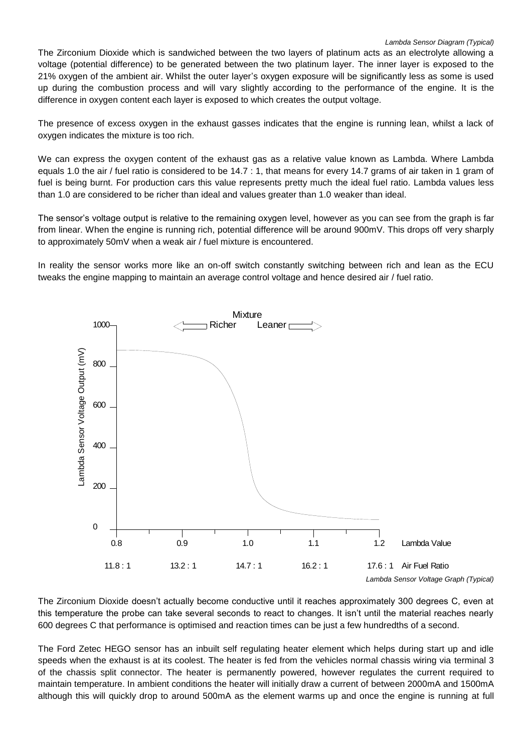*Lambda Sensor Diagram (Typical)*

The Zirconium Dioxide which is sandwiched between the two layers of platinum acts as an electrolyte allowing a voltage (potential difference) to be generated between the two platinum layer. The inner layer is exposed to the 21% oxygen of the ambient air. Whilst the outer layer's oxygen exposure will be significantly less as some is used up during the combustion process and will vary slightly according to the performance of the engine. It is the difference in oxygen content each layer is exposed to which creates the output voltage.

The presence of excess oxygen in the exhaust gasses indicates that the engine is running lean, whilst a lack of oxygen indicates the mixture is too rich.

We can express the oxygen content of the exhaust gas as a relative value known as Lambda. Where Lambda equals 1.0 the air / fuel ratio is considered to be 14.7 : 1, that means for every 14.7 grams of air taken in 1 gram of fuel is being burnt. For production cars this value represents pretty much the ideal fuel ratio. Lambda values less than 1.0 are considered to be richer than ideal and values greater than 1.0 weaker than ideal.

The sensor's voltage output is relative to the remaining oxygen level, however as you can see from the graph is far from linear. When the engine is running rich, potential difference will be around 900mV. This drops off very sharply to approximately 50mV when a weak air / fuel mixture is encountered.

In reality the sensor works more like an on-off switch constantly switching between rich and lean as the ECU tweaks the engine mapping to maintain an average control voltage and hence desired air / fuel ratio.

Mixture: ← Richer | Leaner →

Lambda Sensor Voltage Output (mV): 0, 200, 400, 600, 800, 1000

| Lambda Value | 0.8 | 0.9 | 1.0 | 1.1 | 1.2 |
|---|---|---|---|---|---|
| Air Fuel Ratio | 11.8 : 1 | 13.2 : 1 | 14.7 : 1 | 16.2 : 1 | 17.6 : 1 |

*Lambda Sensor Voltage Graph (Typical)*

The Zirconium Dioxide doesn't actually become conductive until it reaches approximately 300 degrees C, even at this temperature the probe can take several seconds to react to changes. It isn't until the material reaches nearly 600 degrees C that performance is optimised and reaction times can be just a few hundredths of a second.

The Ford Zetec HEGO sensor has an inbuilt self regulating heater element which helps during start up and idle speeds when the exhaust is at its coolest. The heater is fed from the vehicles normal chassis wiring via terminal 3 of the chassis split connector. The heater is permanently powered, however regulates the current required to maintain temperature. In ambient conditions the heater will initially draw a current of between 2000mA and 1500mA although this will quickly drop to around 500mA as the element warms up and once the engine is running at full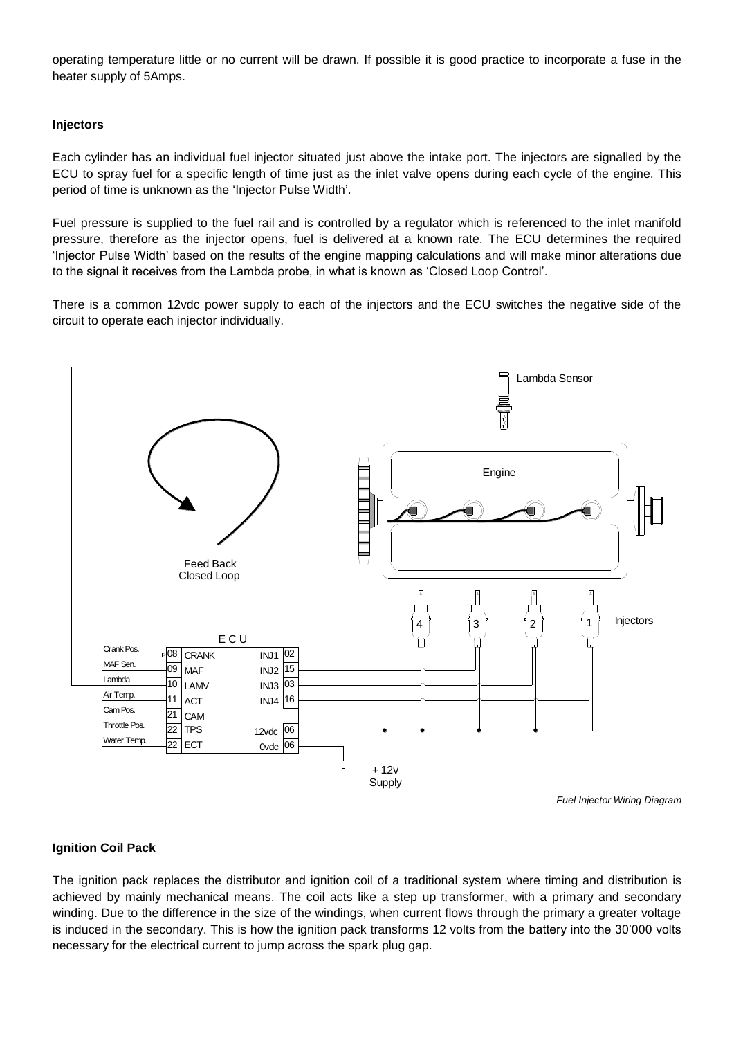operating temperature little or no current will be drawn. If possible it is good practice to incorporate a fuse in the heater supply of 5Amps.

**Injectors**

Each cylinder has an individual fuel injector situated just above the intake port. The injectors are signalled by the ECU to spray fuel for a specific length of time just as the inlet valve opens during each cycle of the engine. This period of time is unknown as the 'Injector Pulse Width'.

Fuel pressure is supplied to the fuel rail and is controlled by a regulator which is referenced to the inlet manifold pressure, therefore as the injector opens, fuel is delivered at a known rate. The ECU determines the required 'Injector Pulse Width' based on the results of the engine mapping calculations and will make minor alterations due to the signal it receives from the Lambda probe, in what is known as 'Closed Loop Control'.

There is a common 12vdc power supply to each of the injectors and the ECU switches the negative side of the circuit to operate each injector individually.

*Fuel Injector Wiring Diagram*

**Ignition Coil Pack**

The ignition pack replaces the distributor and ignition coil of a traditional system where timing and distribution is achieved by mainly mechanical means. The coil acts like a step up transformer, with a primary and secondary winding. Due to the difference in the size of the windings, when current flows through the primary a greater voltage is induced in the secondary. This is how the ignition pack transforms 12 volts from the battery into the 30'000 volts necessary for the electrical current to jump across the spark plug gap.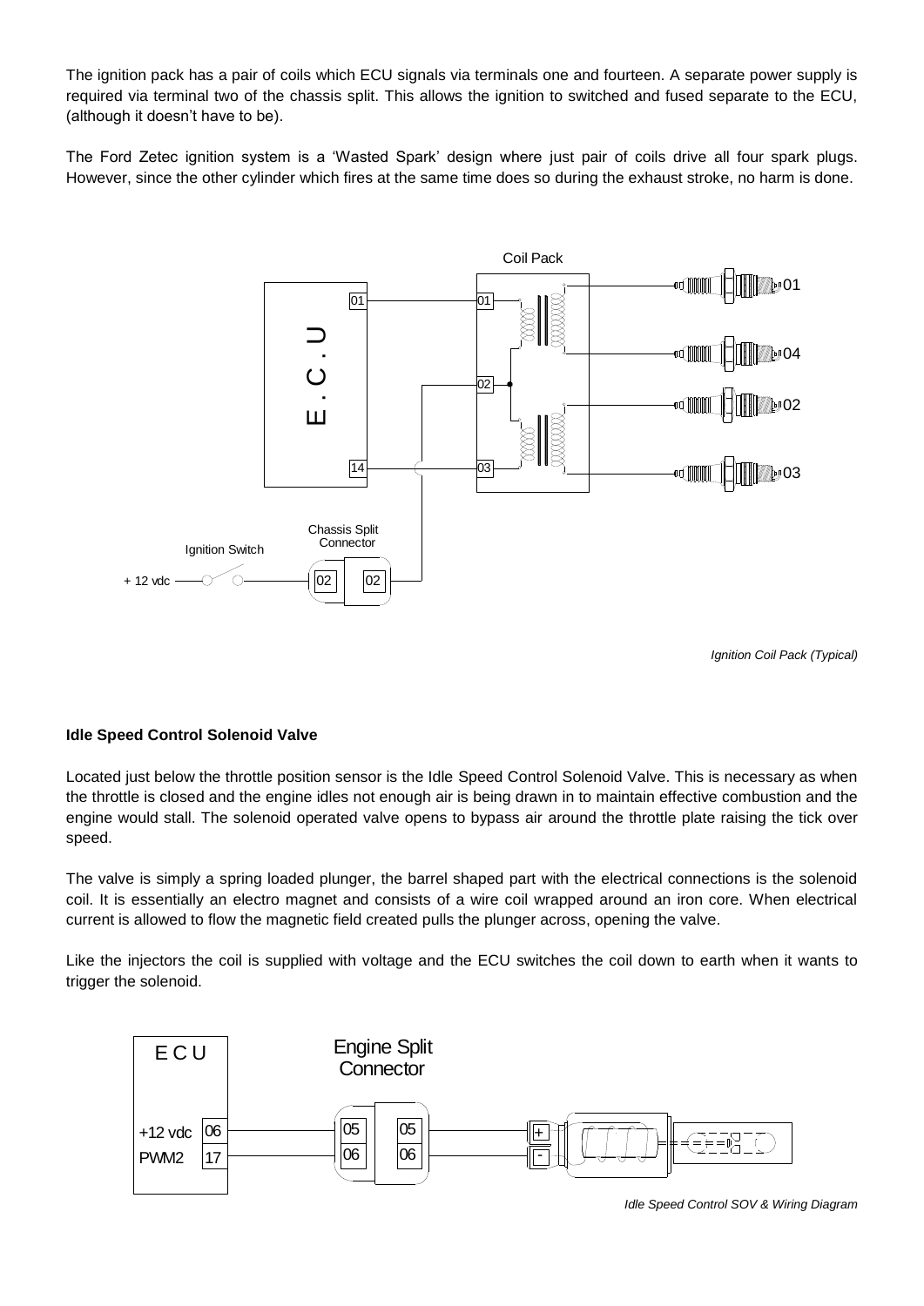The ignition pack has a pair of coils which ECU signals via terminals one and fourteen. A separate power supply is required via terminal two of the chassis split. This allows the ignition to switched and fused separate to the ECU, (although it doesn't have to be).

The Ford Zetec ignition system is a 'Wasted Spark' design where just pair of coils drive all four spark plugs. However, since the other cylinder which fires at the same time does so during the exhaust stroke, no harm is done.

*Ignition Coil Pack (Typical)*

**Idle Speed Control Solenoid Valve**

Located just below the throttle position sensor is the Idle Speed Control Solenoid Valve. This is necessary as when the throttle is closed and the engine idles not enough air is being drawn in to maintain effective combustion and the engine would stall. The solenoid operated valve opens to bypass air around the throttle plate raising the tick over speed.

The valve is simply a spring loaded plunger, the barrel shaped part with the electrical connections is the solenoid coil. It is essentially an electro magnet and consists of a wire coil wrapped around an iron core. When electrical current is allowed to flow the magnetic field created pulls the plunger across, opening the valve.

Like the injectors the coil is supplied with voltage and the ECU switches the coil down to earth when it wants to trigger the solenoid.

*Idle Speed Control SOV & Wiring Diagram*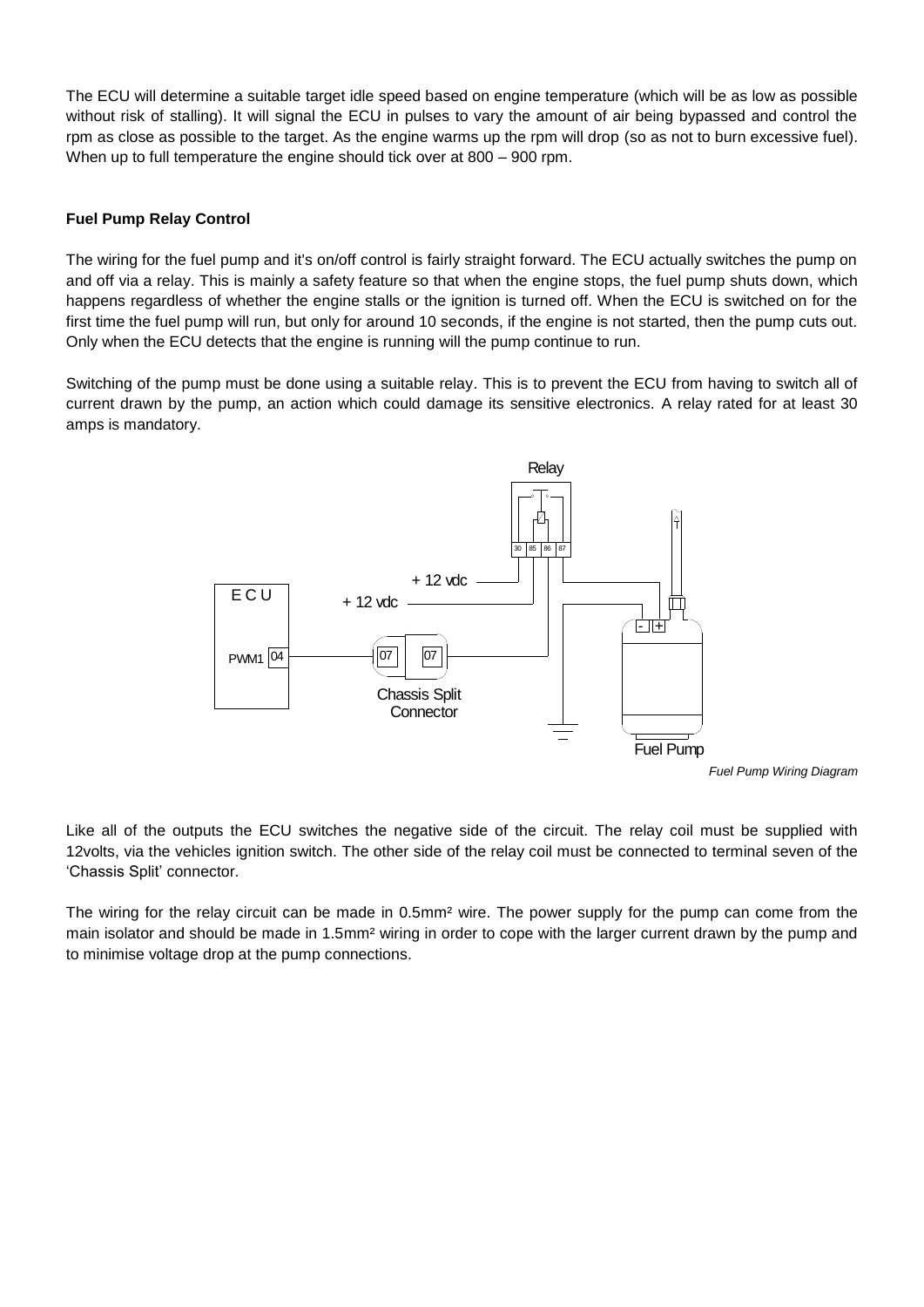The ECU will determine a suitable target idle speed based on engine temperature (which will be as low as possible without risk of stalling). It will signal the ECU in pulses to vary the amount of air being bypassed and control the rpm as close as possible to the target. As the engine warms up the rpm will drop (so as not to burn excessive fuel). When up to full temperature the engine should tick over at 800 – 900 rpm.

**Fuel Pump Relay Control**

The wiring for the fuel pump and it's on/off control is fairly straight forward. The ECU actually switches the pump on and off via a relay. This is mainly a safety feature so that when the engine stops, the fuel pump shuts down, which happens regardless of whether the engine stalls or the ignition is turned off. When the ECU is switched on for the first time the fuel pump will run, but only for around 10 seconds, if the engine is not started, then the pump cuts out. Only when the ECU detects that the engine is running will the pump continue to run.

Switching of the pump must be done using a suitable relay. This is to prevent the ECU from having to switch all of current drawn by the pump, an action which could damage its sensitive electronics. A relay rated for at least 30 amps is mandatory.

Relay

30 85 86 87

+ 12 vdc

+ 12 vdc

E C U

PWM1 04

07 07

Chassis Split Connector

Fuel Pump

*Fuel Pump Wiring Diagram*

Like all of the outputs the ECU switches the negative side of the circuit. The relay coil must be supplied with 12volts, via the vehicles ignition switch. The other side of the relay coil must be connected to terminal seven of the 'Chassis Split' connector.

The wiring for the relay circuit can be made in 0.5mm² wire. The power supply for the pump can come from the main isolator and should be made in 1.5mm² wiring in order to cope with the larger current drawn by the pump and to minimise voltage drop at the pump connections.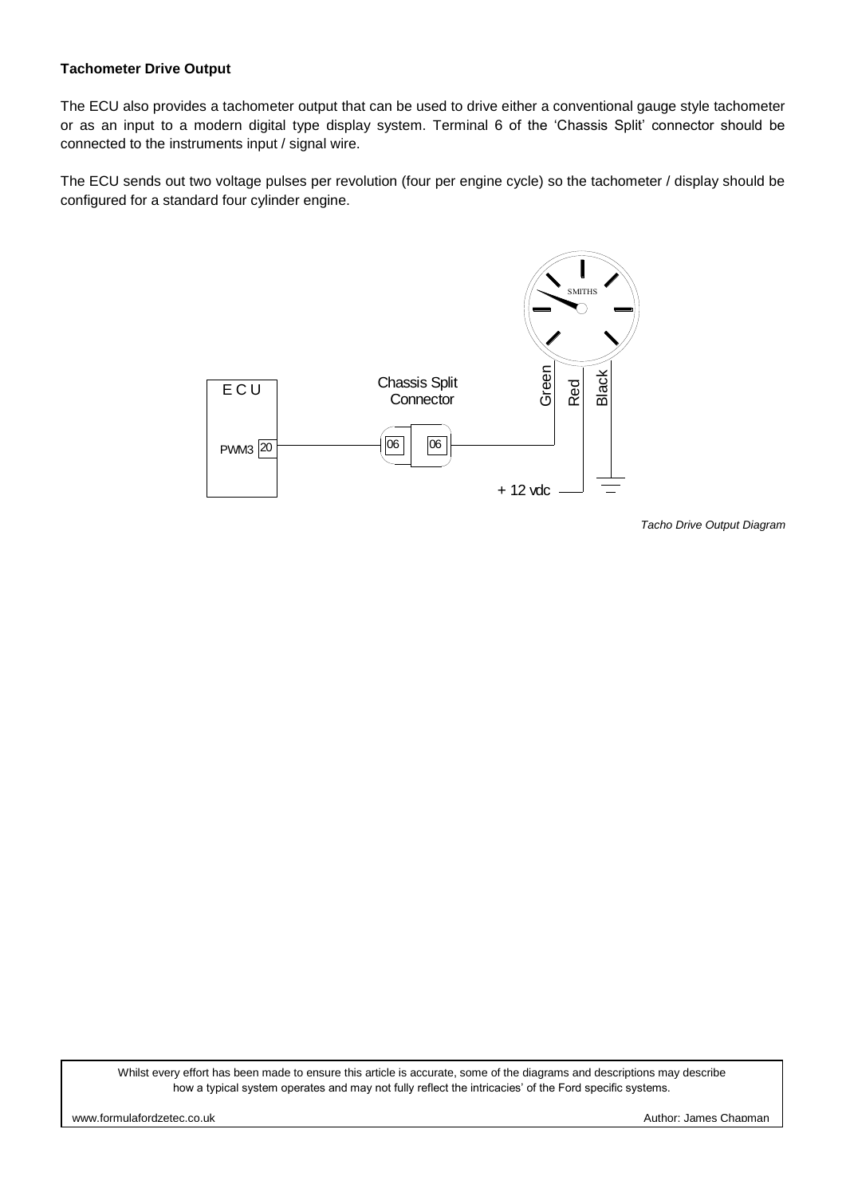**Tachometer Drive Output**

The ECU also provides a tachometer output that can be used to drive either a conventional gauge style tachometer or as an input to a modern digital type display system. Terminal 6 of the 'Chassis Split' connector should be connected to the instruments input / signal wire.

The ECU sends out two voltage pulses per revolution (four per engine cycle) so the tachometer / display should be configured for a standard four cylinder engine.

SMITHS
Green
Red
Black
E C U
Chassis Split
Connector
PWM3 20
06
06
+ 12 vdc

*Tacho Drive Output Diagram*

Whilst every effort has been made to ensure this article is accurate, some of the diagrams and descriptions may describe how a typical system operates and may not fully reflect the intricacies' of the Ford specific systems.

www.formulafordzetec.co.uk

Author: James Chapman